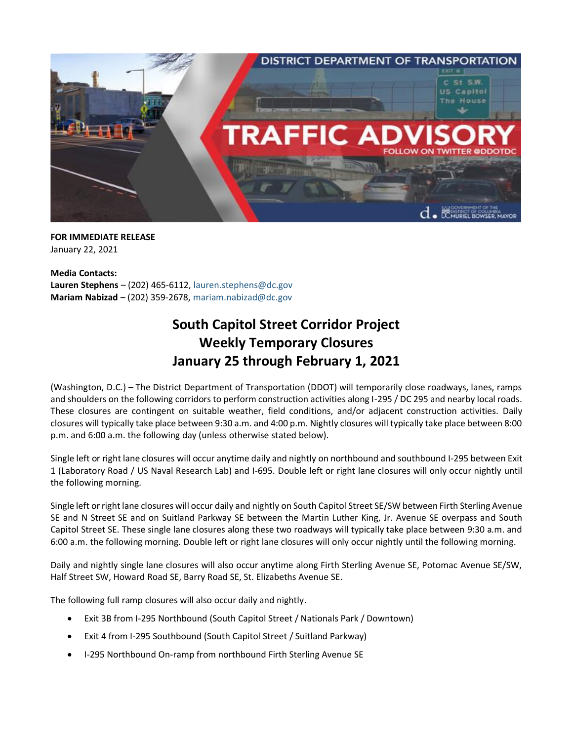**FOR IMMEDIATE RELEASE**
January 22, 2021

**Media Contacts:**
**Lauren Stephens** – (202) 465-6112, lauren.stephens@dc.gov
**Mariam Nabizad** – (202) 359-2678, mariam.nabizad@dc.gov

# South Capitol Street Corridor Project
# Weekly Temporary Closures
# January 25 through February 1, 2021

(Washington, D.C.) – The District Department of Transportation (DDOT) will temporarily close roadways, lanes, ramps and shoulders on the following corridors to perform construction activities along I-295 / DC 295 and nearby local roads. These closures are contingent on suitable weather, field conditions, and/or adjacent construction activities. Daily closures will typically take place between 9:30 a.m. and 4:00 p.m. Nightly closures will typically take place between 8:00 p.m. and 6:00 a.m. the following day (unless otherwise stated below).

Single left or right lane closures will occur anytime daily and nightly on northbound and southbound I-295 between Exit 1 (Laboratory Road / US Naval Research Lab) and I-695. Double left or right lane closures will only occur nightly until the following morning.

Single left or right lane closures will occur daily and nightly on South Capitol Street SE/SW between Firth Sterling Avenue SE and N Street SE and on Suitland Parkway SE between the Martin Luther King, Jr. Avenue SE overpass and South Capitol Street SE. These single lane closures along these two roadways will typically take place between 9:30 a.m. and 6:00 a.m. the following morning. Double left or right lane closures will only occur nightly until the following morning.

Daily and nightly single lane closures will also occur anytime along Firth Sterling Avenue SE, Potomac Avenue SE/SW, Half Street SW, Howard Road SE, Barry Road SE, St. Elizabeths Avenue SE.

The following full ramp closures will also occur daily and nightly.

- Exit 3B from I-295 Northbound (South Capitol Street / Nationals Park / Downtown)
- Exit 4 from I-295 Southbound (South Capitol Street / Suitland Parkway)
- I-295 Northbound On-ramp from northbound Firth Sterling Avenue SE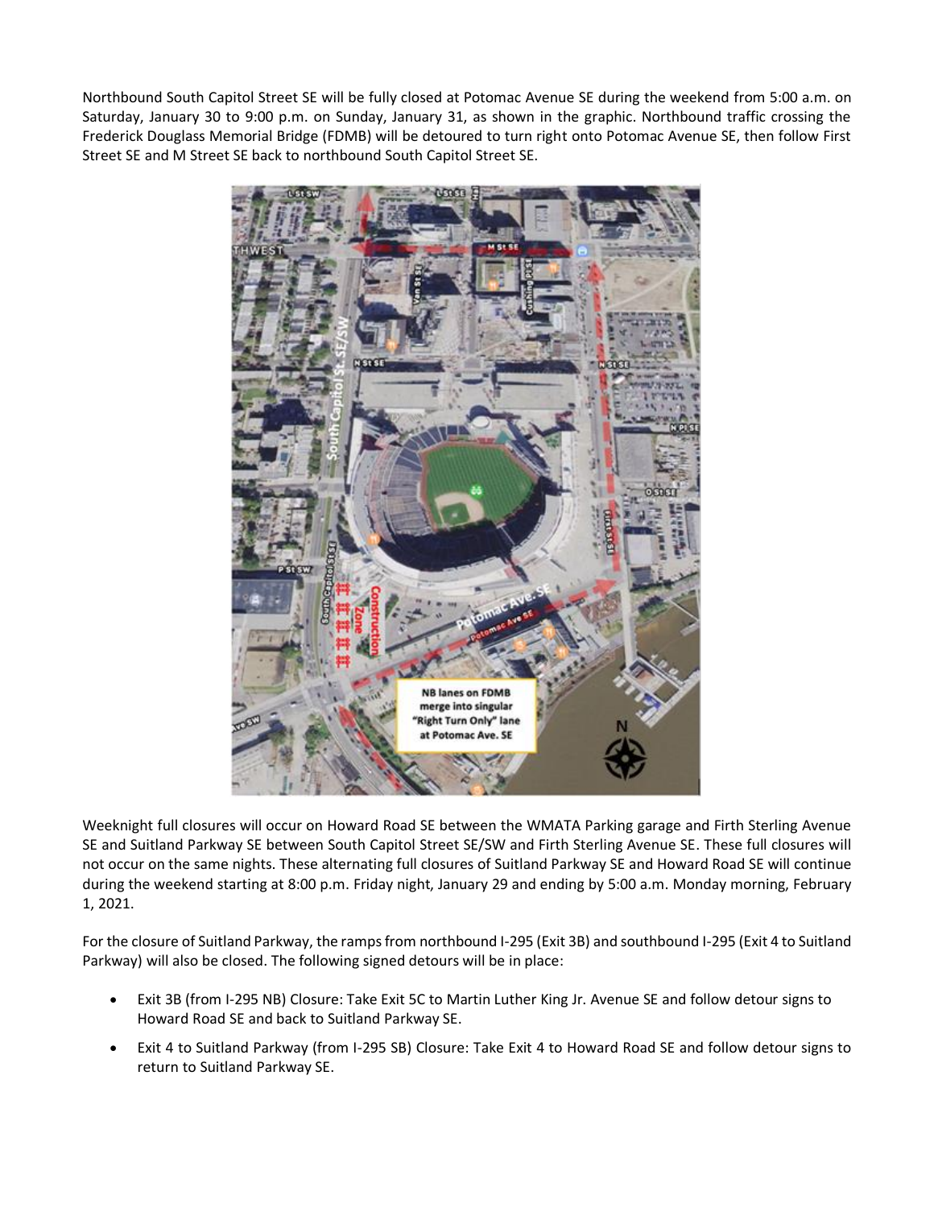Northbound South Capitol Street SE will be fully closed at Potomac Avenue SE during the weekend from 5:00 a.m. on Saturday, January 30 to 9:00 p.m. on Sunday, January 31, as shown in the graphic. Northbound traffic crossing the Frederick Douglass Memorial Bridge (FDMB) will be detoured to turn right onto Potomac Avenue SE, then follow First Street SE and M Street SE back to northbound South Capitol Street SE.

Weeknight full closures will occur on Howard Road SE between the WMATA Parking garage and Firth Sterling Avenue SE and Suitland Parkway SE between South Capitol Street SE/SW and Firth Sterling Avenue SE. These full closures will not occur on the same nights. These alternating full closures of Suitland Parkway SE and Howard Road SE will continue during the weekend starting at 8:00 p.m. Friday night, January 29 and ending by 5:00 a.m. Monday morning, February 1, 2021.

For the closure of Suitland Parkway, the ramps from northbound I-295 (Exit 3B) and southbound I-295 (Exit 4 to Suitland Parkway) will also be closed. The following signed detours will be in place:

- Exit 3B (from I-295 NB) Closure: Take Exit 5C to Martin Luther King Jr. Avenue SE and follow detour signs to Howard Road SE and back to Suitland Parkway SE.
- Exit 4 to Suitland Parkway (from I-295 SB) Closure: Take Exit 4 to Howard Road SE and follow detour signs to return to Suitland Parkway SE.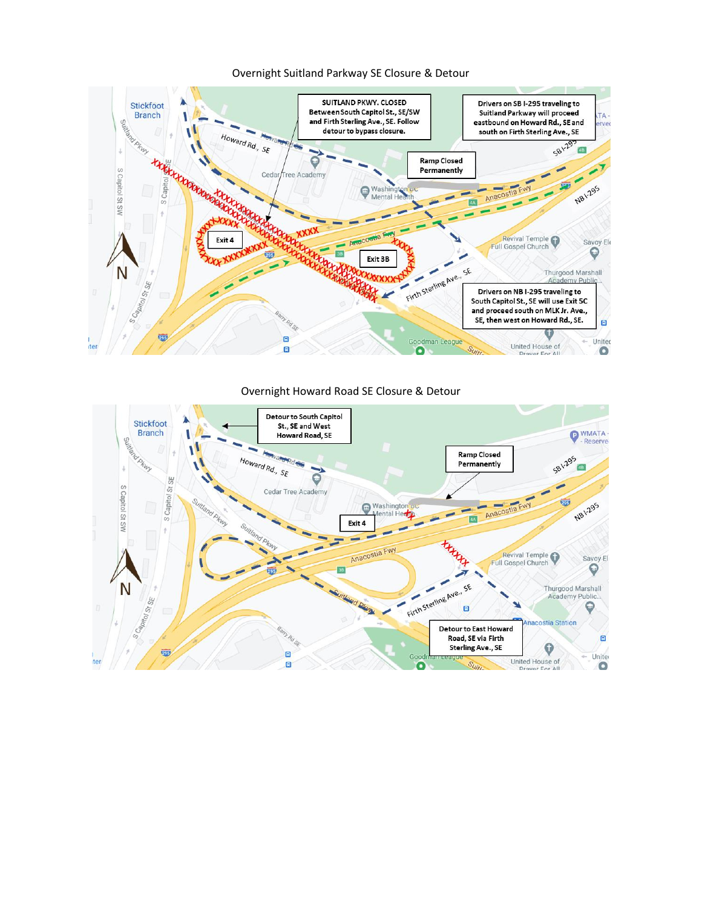## Overnight Suitland Parkway SE Closure & Detour

SUITLAND PKWY. CLOSED Between South Capitol St., SE/SW and Firth Sterling Ave., SE. Follow detour to bypass closure.

Drivers on SB I-295 traveling to Suitland Parkway will proceed eastbound on Howard Rd., SE and south on Firth Sterling Ave., SE

Ramp Closed Permanently

Exit 4

Exit 3B

Drivers on NB I-295 traveling to South Capitol St., SE will use Exit 5C and proceed south on MLK Jr. Ave., SE, then west on Howard Rd., SE.

## Overnight Howard Road SE Closure & Detour

Detour to South Capitol St., SE and West Howard Road, SE

Ramp Closed Permanently

Exit 4

Detour to East Howard Road, SE via Firth Sterling Ave., SE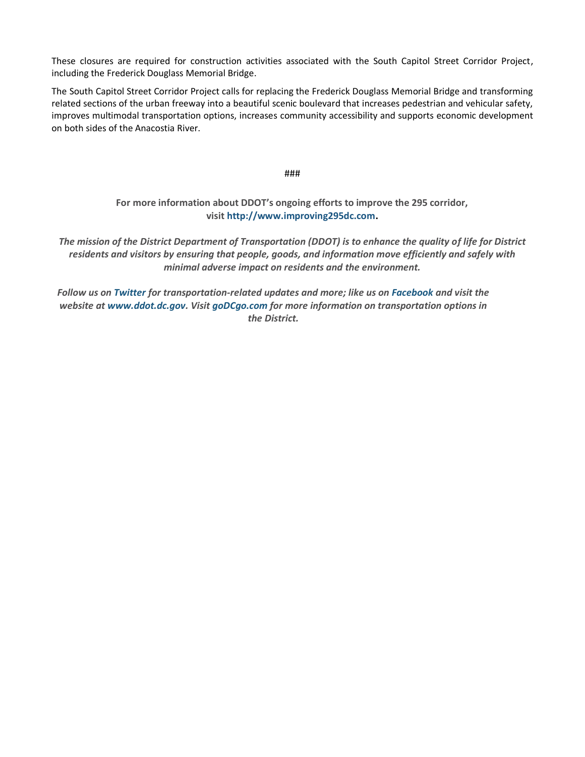These closures are required for construction activities associated with the South Capitol Street Corridor Project, including the Frederick Douglass Memorial Bridge.

The South Capitol Street Corridor Project calls for replacing the Frederick Douglass Memorial Bridge and transforming related sections of the urban freeway into a beautiful scenic boulevard that increases pedestrian and vehicular safety, improves multimodal transportation options, increases community accessibility and supports economic development on both sides of the Anacostia River.

###

**For more information about DDOT's ongoing efforts to improve the 295 corridor, visit http://www.improving295dc.com.**

***The mission of the District Department of Transportation (DDOT) is to enhance the quality of life for District residents and visitors by ensuring that people, goods, and information move efficiently and safely with minimal adverse impact on residents and the environment.***

***Follow us on Twitter for transportation-related updates and more; like us on Facebook and visit the website at www.ddot.dc.gov. Visit goDCgo.com for more information on transportation options in the District.***